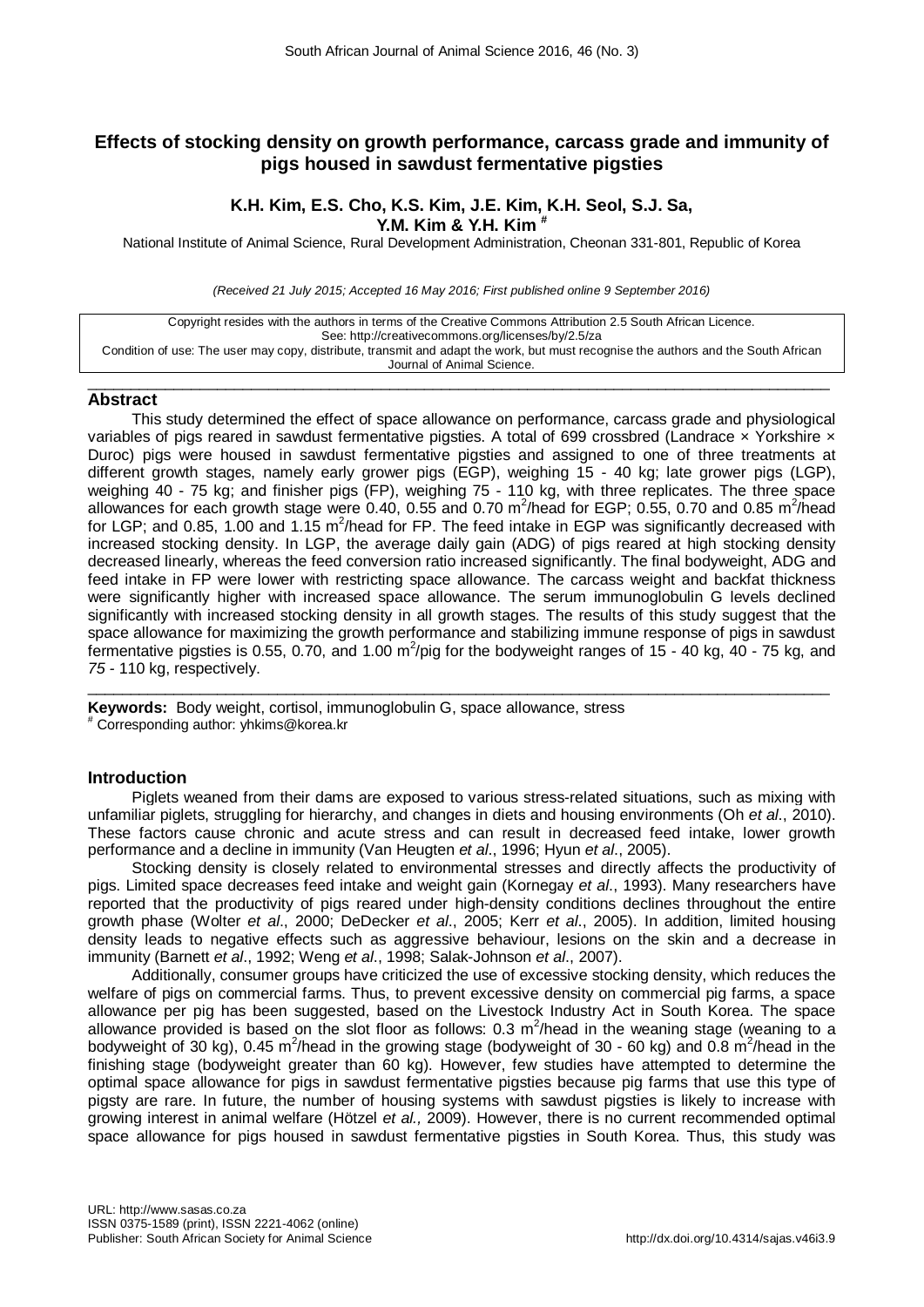# Effects of stocking density on growth performance, carcass grade and immunity of pigs housed in sawdust fermentative pigsties

**K.H. Kim, E.S. Cho, K.S. Kim, J.E. Kim, K.H. Seol, S.J. Sa, Y.M. Kim & Y.H. Kim [#]**

National Institute of Animal Science, Rural Development Administration, Cheonan 331-801, Republic of Korea

*(Received 21 July 2015; Accepted 16 May 2016; First published online 9 September 2016)*

Copyright resides with the authors in terms of the Creative Commons Attribution 2.5 South African Licence.
See: http://creativecommons.org/licenses/by/2.5/za
Condition of use: The user may copy, distribute, transmit and adapt the work, but must recognise the authors and the South African Journal of Animal Science.

## Abstract

This study determined the effect of space allowance on performance, carcass grade and physiological variables of pigs reared in sawdust fermentative pigsties. A total of 699 crossbred (Landrace × Yorkshire × Duroc) pigs were housed in sawdust fermentative pigsties and assigned to one of three treatments at different growth stages, namely early grower pigs (EGP), weighing 15 - 40 kg; late grower pigs (LGP), weighing 40 - 75 kg; and finisher pigs (FP), weighing 75 - 110 kg, with three replicates. The three space allowances for each growth stage were 0.40, 0.55 and 0.70 $m^2$/head for EGP; 0.55, 0.70 and 0.85 $m^2$/head for LGP; and 0.85, 1.00 and 1.15 $m^2$/head for FP. The feed intake in EGP was significantly decreased with increased stocking density. In LGP, the average daily gain (ADG) of pigs reared at high stocking density decreased linearly, whereas the feed conversion ratio increased significantly. The final bodyweight, ADG and feed intake in FP were lower with restricting space allowance. The carcass weight and backfat thickness were significantly higher with increased space allowance. The serum immunoglobulin G levels declined significantly with increased stocking density in all growth stages. The results of this study suggest that the space allowance for maximizing the growth performance and stabilizing immune response of pigs in sawdust fermentative pigsties is 0.55, 0.70, and 1.00 $m^2$/pig for the bodyweight ranges of 15 - 40 kg, 40 - 75 kg, and *75* - 110 kg, respectively.

**Keywords:** Body weight, cortisol, immunoglobulin G, space allowance, stress

[#] Corresponding author: yhkims@korea.kr

## Introduction

Piglets weaned from their dams are exposed to various stress-related situations, such as mixing with unfamiliar piglets, struggling for hierarchy, and changes in diets and housing environments (Oh *et al*., 2010). These factors cause chronic and acute stress and can result in decreased feed intake, lower growth performance and a decline in immunity (Van Heugten *et al*., 1996; Hyun *et al*., 2005).

Stocking density is closely related to environmental stresses and directly affects the productivity of pigs. Limited space decreases feed intake and weight gain (Kornegay *et al*., 1993). Many researchers have reported that the productivity of pigs reared under high-density conditions declines throughout the entire growth phase (Wolter *et al*., 2000; DeDecker *et al*., 2005; Kerr *et al*., 2005). In addition, limited housing density leads to negative effects such as aggressive behaviour, lesions on the skin and a decrease in immunity (Barnett *et al*., 1992; Weng *et al*., 1998; Salak-Johnson *et al*., 2007).

Additionally, consumer groups have criticized the use of excessive stocking density, which reduces the welfare of pigs on commercial farms. Thus, to prevent excessive density on commercial pig farms, a space allowance per pig has been suggested, based on the Livestock Industry Act in South Korea. The space allowance provided is based on the slot floor as follows: 0.3 $m^2$/head in the weaning stage (weaning to a bodyweight of 30 kg), 0.45 $m^2$/head in the growing stage (bodyweight of 30 - 60 kg) and 0.8 $m^2$/head in the finishing stage (bodyweight greater than 60 kg). However, few studies have attempted to determine the optimal space allowance for pigs in sawdust fermentative pigsties because pig farms that use this type of pigsty are rare. In future, the number of housing systems with sawdust pigsties is likely to increase with growing interest in animal welfare (Hötzel *et al.,* 2009). However, there is no current recommended optimal space allowance for pigs housed in sawdust fermentative pigsties in South Korea. Thus, this study was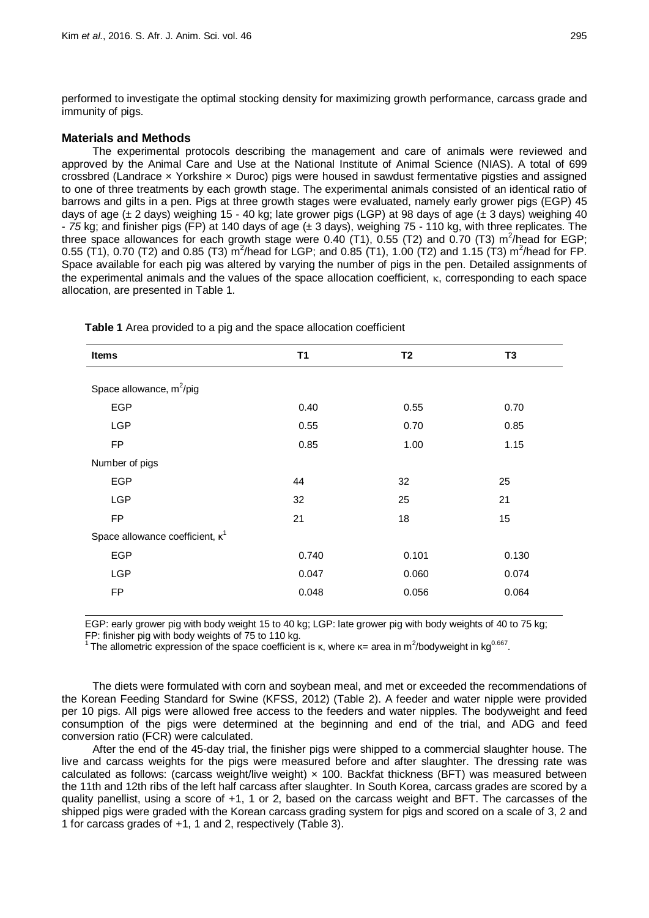performed to investigate the optimal stocking density for maximizing growth performance, carcass grade and immunity of pigs.

## Materials and Methods

The experimental protocols describing the management and care of animals were reviewed and approved by the Animal Care and Use at the National Institute of Animal Science (NIAS). A total of 699 crossbred (Landrace × Yorkshire × Duroc) pigs were housed in sawdust fermentative pigsties and assigned to one of three treatments by each growth stage. The experimental animals consisted of an identical ratio of barrows and gilts in a pen. Pigs at three growth stages were evaluated, namely early grower pigs (EGP) 45 days of age (± 2 days) weighing 15 - 40 kg; late grower pigs (LGP) at 98 days of age (± 3 days) weighing 40 - *75* kg; and finisher pigs (FP) at 140 days of age (± 3 days), weighing 75 - 110 kg, with three replicates. The three space allowances for each growth stage were 0.40 (T1), 0.55 (T2) and 0.70 (T3) $m^2$/head for EGP; 0.55 (T1), 0.70 (T2) and 0.85 (T3) $m^2$/head for LGP; and 0.85 (T1), 1.00 (T2) and 1.15 (T3) $m^2$/head for FP. Space available for each pig was altered by varying the number of pigs in the pen. Detailed assignments of the experimental animals and the values of the space allocation coefficient, κ, corresponding to each space allocation, are presented in Table 1.

**Table 1** Area provided to a pig and the space allocation coefficient

| Items | T1 | T2 | T3 |
|---|---|---|---|
| Space allowance, $m^2$/pig | | | |
| EGP | 0.40 | 0.55 | 0.70 |
| LGP | 0.55 | 0.70 | 0.85 |
| FP | 0.85 | 1.00 | 1.15 |
| Number of pigs | | | |
| EGP | 44 | 32 | 25 |
| LGP | 32 | 25 | 21 |
| FP | 21 | 18 | 15 |
| Space allowance coefficient, κ[1] | | | |
| EGP | 0.740 | 0.101 | 0.130 |
| LGP | 0.047 | 0.060 | 0.074 |
| FP | 0.048 | 0.056 | 0.064 |

EGP: early grower pig with body weight 15 to 40 kg; LGP: late grower pig with body weights of 40 to 75 kg; FP: finisher pig with body weights of 75 to 110 kg.

[1] The allometric expression of the space coefficient is κ, where κ= area in $m^2$/bodyweight in $kg^{0.667}$.

The diets were formulated with corn and soybean meal, and met or exceeded the recommendations of the Korean Feeding Standard for Swine (KFSS, 2012) (Table 2). A feeder and water nipple were provided per 10 pigs. All pigs were allowed free access to the feeders and water nipples. The bodyweight and feed consumption of the pigs were determined at the beginning and end of the trial, and ADG and feed conversion ratio (FCR) were calculated.

After the end of the 45-day trial, the finisher pigs were shipped to a commercial slaughter house. The live and carcass weights for the pigs were measured before and after slaughter. The dressing rate was calculated as follows: (carcass weight/live weight) × 100. Backfat thickness (BFT) was measured between the 11th and 12th ribs of the left half carcass after slaughter. In South Korea, carcass grades are scored by a quality panellist, using a score of +1, 1 or 2, based on the carcass weight and BFT. The carcasses of the shipped pigs were graded with the Korean carcass grading system for pigs and scored on a scale of 3, 2 and 1 for carcass grades of +1, 1 and 2, respectively (Table 3).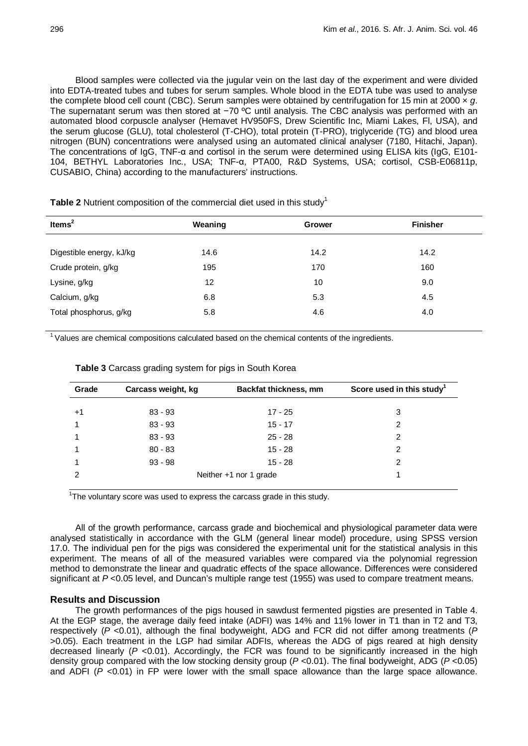Blood samples were collected via the jugular vein on the last day of the experiment and were divided into EDTA-treated tubes and tubes for serum samples. Whole blood in the EDTA tube was used to analyse the complete blood cell count (CBC). Serum samples were obtained by centrifugation for 15 min at 2000 × *g*. The supernatant serum was then stored at −70 ºC until analysis. The CBC analysis was performed with an automated blood corpuscle analyser (Hemavet HV950FS, Drew Scientific Inc, Miami Lakes, Fl, USA), and the serum glucose (GLU), total cholesterol (T-CHO), total protein (T-PRO), triglyceride (TG) and blood urea nitrogen (BUN) concentrations were analysed using an automated clinical analyser (7180, Hitachi, Japan). The concentrations of IgG, TNF-α and cortisol in the serum were determined using ELISA kits (IgG, E101-104, BETHYL Laboratories Inc., USA; TNF-α, PTA00, R&D Systems, USA; cortisol, CSB-E06811p, CUSABIO, China) according to the manufacturers' instructions.

**Table 2** Nutrient composition of the commercial diet used in this study[1]

| Items[2] | Weaning | Grower | Finisher |
|---|---|---|---|
| Digestible energy, kJ/kg | 14.6 | 14.2 | 14.2 |
| Crude protein, g/kg | 195 | 170 | 160 |
| Lysine, g/kg | 12 | 10 | 9.0 |
| Calcium, g/kg | 6.8 | 5.3 | 4.5 |
| Total phosphorus, g/kg | 5.8 | 4.6 | 4.0 |

[1] Values are chemical compositions calculated based on the chemical contents of the ingredients.

**Table 3** Carcass grading system for pigs in South Korea

| Grade | Carcass weight, kg | Backfat thickness, mm | Score used in this study[1] |
|---|---|---|---|
| +1 | 83 - 93 | 17 - 25 | 3 |
| 1 | 83 - 93 | 15 - 17 | 2 |
| 1 | 83 - 93 | 25 - 28 | 2 |
| 1 | 80 - 83 | 15 - 28 | 2 |
| 1 | 93 - 98 | 15 - 28 | 2 |
| 2 | Neither +1 nor 1 grade | | 1 |

[1]The voluntary score was used to express the carcass grade in this study.

All of the growth performance, carcass grade and biochemical and physiological parameter data were analysed statistically in accordance with the GLM (general linear model) procedure, using SPSS version 17.0. The individual pen for the pigs was considered the experimental unit for the statistical analysis in this experiment. The means of all of the measured variables were compared via the polynomial regression method to demonstrate the linear and quadratic effects of the space allowance. Differences were considered significant at $P < 0.05$ level, and Duncan's multiple range test (1955) was used to compare treatment means.

## Results and Discussion

The growth performances of the pigs housed in sawdust fermented pigsties are presented in Table 4. At the EGP stage, the average daily feed intake (ADFI) was 14% and 11% lower in T1 than in T2 and T3, respectively ($P < 0.01$), although the final bodyweight, ADG and FCR did not differ among treatments ($P > 0.05$). Each treatment in the LGP had similar ADFIs, whereas the ADG of pigs reared at high density decreased linearly ($P < 0.01$). Accordingly, the FCR was found to be significantly increased in the high density group compared with the low stocking density group ($P < 0.01$). The final bodyweight, ADG ($P < 0.05$) and ADFI ($P < 0.01$) in FP were lower with the small space allowance than the large space allowance.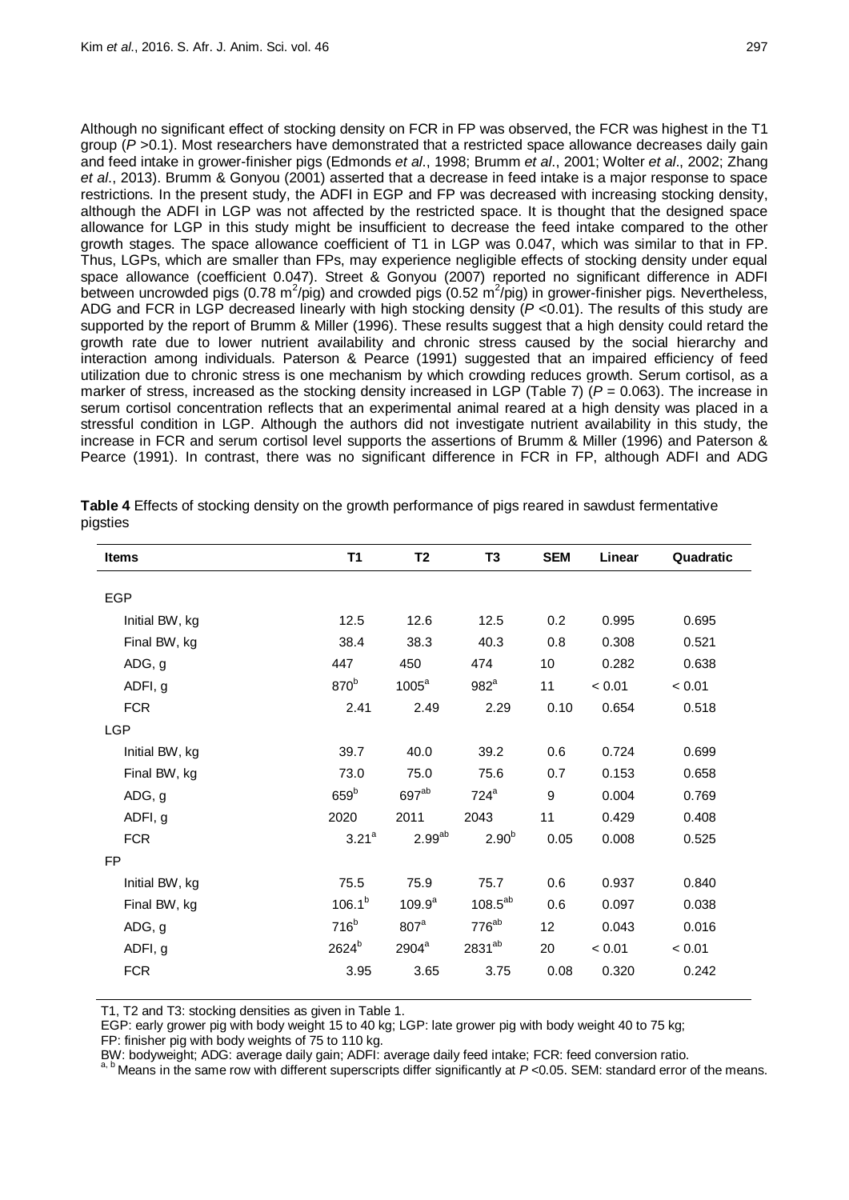Although no significant effect of stocking density on FCR in FP was observed, the FCR was highest in the T1 group ($P$ >0.1). Most researchers have demonstrated that a restricted space allowance decreases daily gain and feed intake in grower-finisher pigs (Edmonds *et al*., 1998; Brumm *et al*., 2001; Wolter *et al*., 2002; Zhang *et al*., 2013). Brumm & Gonyou (2001) asserted that a decrease in feed intake is a major response to space restrictions. In the present study, the ADFI in EGP and FP was decreased with increasing stocking density, although the ADFI in LGP was not affected by the restricted space. It is thought that the designed space allowance for LGP in this study might be insufficient to decrease the feed intake compared to the other growth stages. The space allowance coefficient of T1 in LGP was 0.047, which was similar to that in FP. Thus, LGPs, which are smaller than FPs, may experience negligible effects of stocking density under equal space allowance (coefficient 0.047). Street & Gonyou (2007) reported no significant difference in ADFI between uncrowded pigs (0.78 $m^2$/pig) and crowded pigs (0.52 $m^2$/pig) in grower-finisher pigs. Nevertheless, ADG and FCR in LGP decreased linearly with high stocking density ($P$ <0.01). The results of this study are supported by the report of Brumm & Miller (1996). These results suggest that a high density could retard the growth rate due to lower nutrient availability and chronic stress caused by the social hierarchy and interaction among individuals. Paterson & Pearce (1991) suggested that an impaired efficiency of feed utilization due to chronic stress is one mechanism by which crowding reduces growth. Serum cortisol, as a marker of stress, increased as the stocking density increased in LGP (Table 7) ($P$ = 0.063). The increase in serum cortisol concentration reflects that an experimental animal reared at a high density was placed in a stressful condition in LGP. Although the authors did not investigate nutrient availability in this study, the increase in FCR and serum cortisol level supports the assertions of Brumm & Miller (1996) and Paterson & Pearce (1991). In contrast, there was no significant difference in FCR in FP, although ADFI and ADG

**Table 4** Effects of stocking density on the growth performance of pigs reared in sawdust fermentative pigsties

| Items | T1 | T2 | T3 | SEM | Linear | Quadratic |
|---|---|---|---|---|---|---|
| EGP | | | | | | |
| Initial BW, kg | 12.5 | 12.6 | 12.5 | 0.2 | 0.995 | 0.695 |
| Final BW, kg | 38.4 | 38.3 | 40.3 | 0.8 | 0.308 | 0.521 |
| ADG, g | 447 | 450 | 474 | 10 | 0.282 | 0.638 |
| ADFI, g | 870[b] | 1005[a] | 982[a] | 11 | < 0.01 | < 0.01 |
| FCR | 2.41 | 2.49 | 2.29 | 0.10 | 0.654 | 0.518 |
| LGP | | | | | | |
| Initial BW, kg | 39.7 | 40.0 | 39.2 | 0.6 | 0.724 | 0.699 |
| Final BW, kg | 73.0 | 75.0 | 75.6 | 0.7 | 0.153 | 0.658 |
| ADG, g | 659[b] | 697[ab] | 724[a] | 9 | 0.004 | 0.769 |
| ADFI, g | 2020 | 2011 | 2043 | 11 | 0.429 | 0.408 |
| FCR | 3.21[a] | 2.99[ab] | 2.90[b] | 0.05 | 0.008 | 0.525 |
| FP | | | | | | |
| Initial BW, kg | 75.5 | 75.9 | 75.7 | 0.6 | 0.937 | 0.840 |
| Final BW, kg | 106.1[b] | 109.9[a] | 108.5[ab] | 0.6 | 0.097 | 0.038 |
| ADG, g | 716[b] | 807[a] | 776[ab] | 12 | 0.043 | 0.016 |
| ADFI, g | 2624[b] | 2904[a] | 2831[ab] | 20 | < 0.01 | < 0.01 |
| FCR | 3.95 | 3.65 | 3.75 | 0.08 | 0.320 | 0.242 |

T1, T2 and T3: stocking densities as given in Table 1.

EGP: early grower pig with body weight 15 to 40 kg; LGP: late grower pig with body weight 40 to 75 kg;

FP: finisher pig with body weights of 75 to 110 kg.

BW: bodyweight; ADG: average daily gain; ADFI: average daily feed intake; FCR: feed conversion ratio.

[a, b] Means in the same row with different superscripts differ significantly at $P$ <0.05. SEM: standard error of the means.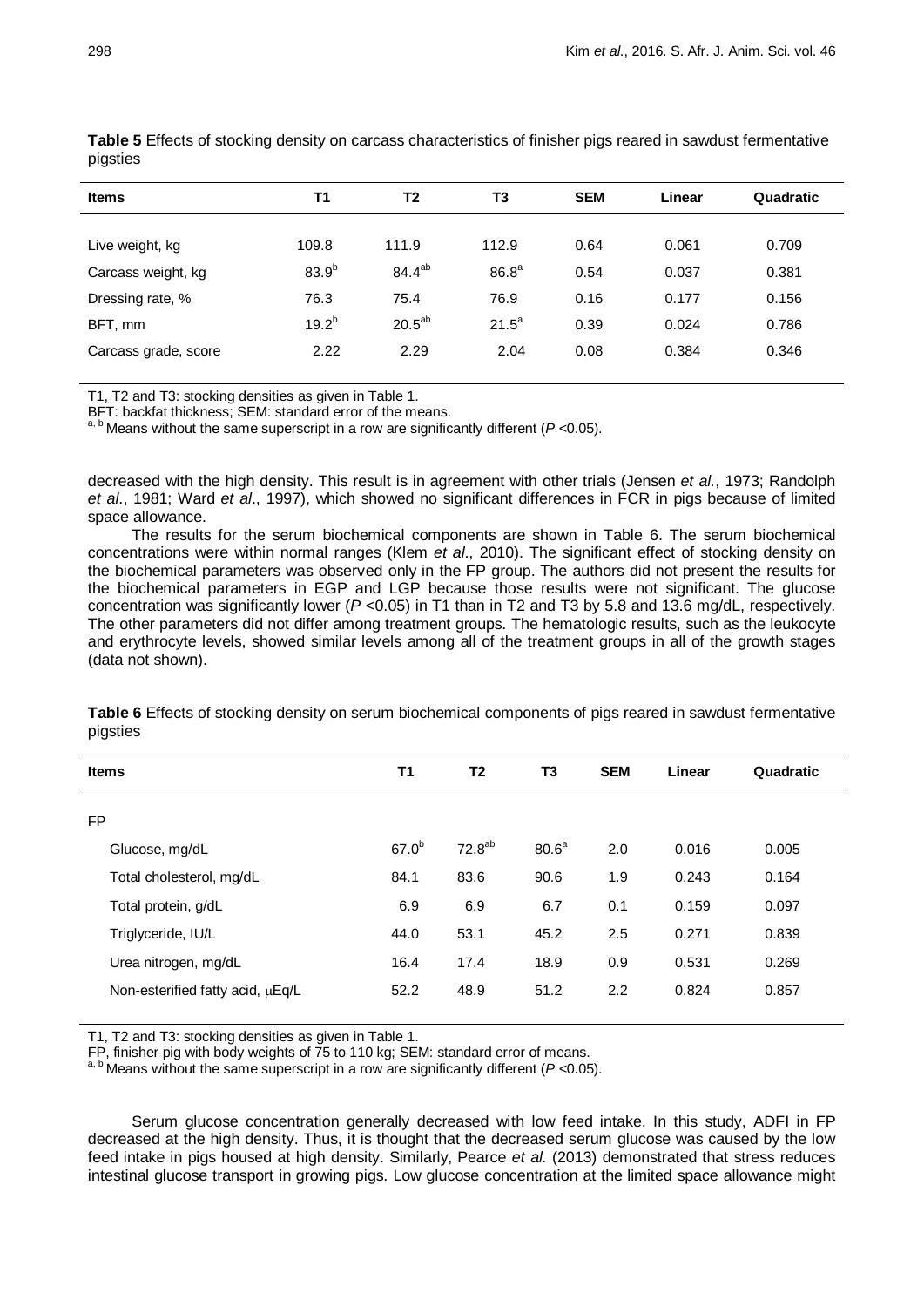**Table 5** Effects of stocking density on carcass characteristics of finisher pigs reared in sawdust fermentative pigsties

| Items | T1 | T2 | T3 | SEM | Linear | Quadratic |
|---|---|---|---|---|---|---|
| Live weight, kg | 109.8 | 111.9 | 112.9 | 0.64 | 0.061 | 0.709 |
| Carcass weight, kg | 83.9[b] | 84.4[ab] | 86.8[a] | 0.54 | 0.037 | 0.381 |
| Dressing rate, % | 76.3 | 75.4 | 76.9 | 0.16 | 0.177 | 0.156 |
| BFT, mm | 19.2[b] | 20.5[ab] | 21.5[a] | 0.39 | 0.024 | 0.786 |
| Carcass grade, score | 2.22 | 2.29 | 2.04 | 0.08 | 0.384 | 0.346 |

T1, T2 and T3: stocking densities as given in Table 1.
BFT: backfat thickness; SEM: standard error of the means.
[a, b] Means without the same superscript in a row are significantly different ($P$ <0.05).

decreased with the high density. This result is in agreement with other trials (Jensen *et al.*, 1973; Randolph *et al*., 1981; Ward *et al*., 1997), which showed no significant differences in FCR in pigs because of limited space allowance.

The results for the serum biochemical components are shown in Table 6. The serum biochemical concentrations were within normal ranges (Klem *et al*., 2010). The significant effect of stocking density on the biochemical parameters was observed only in the FP group. The authors did not present the results for the biochemical parameters in EGP and LGP because those results were not significant. The glucose concentration was significantly lower ($P$ <0.05) in T1 than in T2 and T3 by 5.8 and 13.6 mg/dL, respectively. The other parameters did not differ among treatment groups. The hematologic results, such as the leukocyte and erythrocyte levels, showed similar levels among all of the treatment groups in all of the growth stages (data not shown).

**Table 6** Effects of stocking density on serum biochemical components of pigs reared in sawdust fermentative pigsties

| Items | T1 | T2 | T3 | SEM | Linear | Quadratic |
|---|---|---|---|---|---|---|
| FP | | | | | | |
| Glucose, mg/dL | 67.0[b] | 72.8[ab] | 80.6[a] | 2.0 | 0.016 | 0.005 |
| Total cholesterol, mg/dL | 84.1 | 83.6 | 90.6 | 1.9 | 0.243 | 0.164 |
| Total protein, g/dL | 6.9 | 6.9 | 6.7 | 0.1 | 0.159 | 0.097 |
| Triglyceride, IU/L | 44.0 | 53.1 | 45.2 | 2.5 | 0.271 | 0.839 |
| Urea nitrogen, mg/dL | 16.4 | 17.4 | 18.9 | 0.9 | 0.531 | 0.269 |
| Non-esterified fatty acid, μEq/L | 52.2 | 48.9 | 51.2 | 2.2 | 0.824 | 0.857 |

T1, T2 and T3: stocking densities as given in Table 1.
FP, finisher pig with body weights of 75 to 110 kg; SEM: standard error of means.
[a, b] Means without the same superscript in a row are significantly different ($P$ <0.05).

Serum glucose concentration generally decreased with low feed intake. In this study, ADFI in FP decreased at the high density. Thus, it is thought that the decreased serum glucose was caused by the low feed intake in pigs housed at high density. Similarly, Pearce *et al.* (2013) demonstrated that stress reduces intestinal glucose transport in growing pigs. Low glucose concentration at the limited space allowance might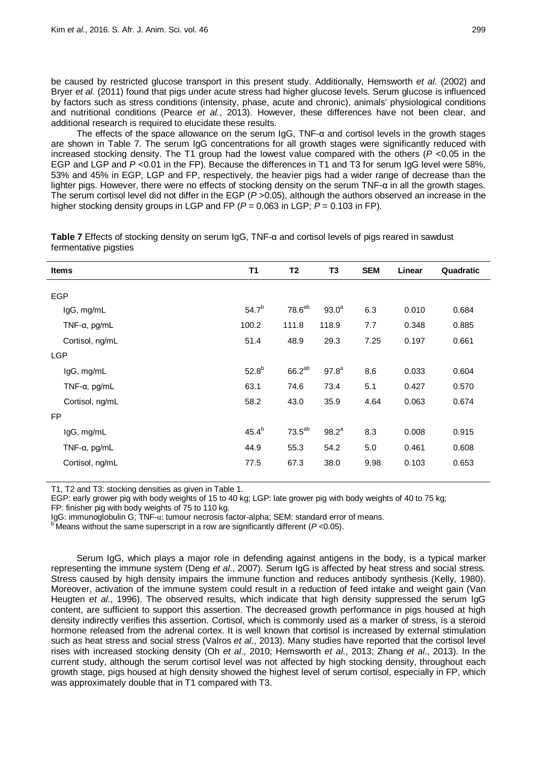be caused by restricted glucose transport in this present study. Additionally, Hemsworth *et al.* (2002) and Bryer *et al.* (2011) found that pigs under acute stress had higher glucose levels. Serum glucose is influenced by factors such as stress conditions (intensity, phase, acute and chronic), animals' physiological conditions and nutritional conditions (Pearce *et al.*, 2013). However, these differences have not been clear, and additional research is required to elucidate these results.

The effects of the space allowance on the serum IgG, TNF-α and cortisol levels in the growth stages are shown in Table 7. The serum IgG concentrations for all growth stages were significantly reduced with increased stocking density. The T1 group had the lowest value compared with the others ($P$ <0.05 in the EGP and LGP and $P$ <0.01 in the FP). Because the differences in T1 and T3 for serum IgG level were 58%, 53% and 45% in EGP, LGP and FP, respectively, the heavier pigs had a wider range of decrease than the lighter pigs. However, there were no effects of stocking density on the serum TNF-α in all the growth stages. The serum cortisol level did not differ in the EGP ($P$ >0.05), although the authors observed an increase in the higher stocking density groups in LGP and FP ($P$ = 0.063 in LGP; $P$ = 0.103 in FP).

**Table 7** Effects of stocking density on serum IgG, TNF-α and cortisol levels of pigs reared in sawdust fermentative pigsties

| Items | T1 | T2 | T3 | SEM | Linear | Quadratic |
|---|---|---|---|---|---|---|
| EGP | | | | | | |
| IgG, mg/mL | $54.7^{b}$ | $78.6^{ab}$ | $93.0^{a}$ | 6.3 | 0.010 | 0.684 |
| TNF-α, pg/mL | 100.2 | 111.8 | 118.9 | 7.7 | 0.348 | 0.885 |
| Cortisol, ng/mL | 51.4 | 48.9 | 29.3 | 7.25 | 0.197 | 0.661 |
| LGP | | | | | | |
| IgG, mg/mL | $52.8^{b}$ | $66.2^{ab}$ | $97.8^{a}$ | 8.6 | 0.033 | 0.604 |
| TNF-α, pg/mL | 63.1 | 74.6 | 73.4 | 5.1 | 0.427 | 0.570 |
| Cortisol, ng/mL | 58.2 | 43.0 | 35.9 | 4.64 | 0.063 | 0.674 |
| FP | | | | | | |
| IgG, mg/mL | $45.4^{b}$ | $73.5^{ab}$ | $98.2^{a}$ | 8.3 | 0.008 | 0.915 |
| TNF-α, pg/mL | 44.9 | 55.3 | 54.2 | 5.0 | 0.461 | 0.608 |
| Cortisol, ng/mL | 77.5 | 67.3 | 38.0 | 9.98 | 0.103 | 0.653 |

T1, T2 and T3: stocking densities as given in Table 1.
EGP: early grower pig with body weights of 15 to 40 kg; LGP: late grower pig with body weights of 40 to 75 kg;
FP: finisher pig with body weights of 75 to 110 kg.
IgG: immunoglobulin G; TNF-α: tumour necrosis factor-alpha; SEM: standard error of means.
[b] Means without the same superscript in a row are significantly different ($P$ <0.05).

Serum IgG, which plays a major role in defending against antigens in the body, is a typical marker representing the immune system (Deng *et al*., 2007). Serum IgG is affected by heat stress and social stress. Stress caused by high density impairs the immune function and reduces antibody synthesis (Kelly, 1980). Moreover, activation of the immune system could result in a reduction of feed intake and weight gain (Van Heugten *et al*., 1996). The observed results, which indicate that high density suppressed the serum IgG content, are sufficient to support this assertion. The decreased growth performance in pigs housed at high density indirectly verifies this assertion. Cortisol, which is commonly used as a marker of stress, is a steroid hormone released from the adrenal cortex. It is well known that cortisol is increased by external stimulation such as heat stress and social stress (Valros *et al*., 2013). Many studies have reported that the cortisol level rises with increased stocking density (Oh *et al*., 2010; Hemsworth *et al*., 2013; Zhang *et al*., 2013). In the current study, although the serum cortisol level was not affected by high stocking density, throughout each growth stage, pigs housed at high density showed the highest level of serum cortisol, especially in FP, which was approximately double that in T1 compared with T3.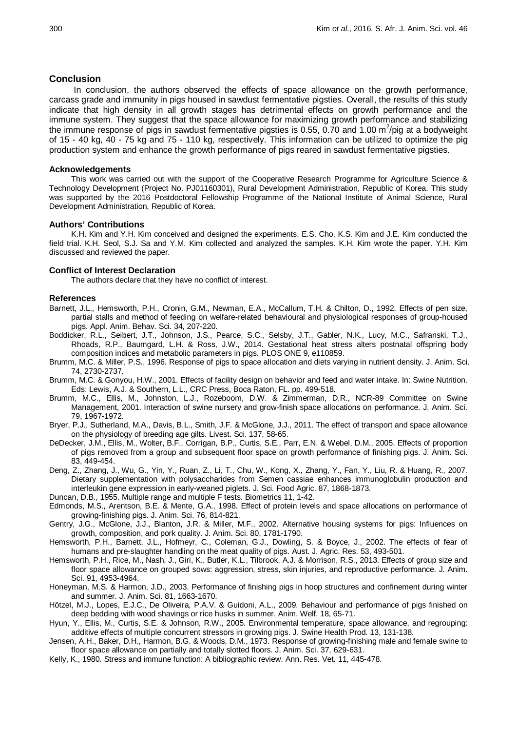## Conclusion

In conclusion, the authors observed the effects of space allowance on the growth performance, carcass grade and immunity in pigs housed in sawdust fermentative pigsties. Overall, the results of this study indicate that high density in all growth stages has detrimental effects on growth performance and the immune system. They suggest that the space allowance for maximizing growth performance and stabilizing the immune response of pigs in sawdust fermentative pigsties is 0.55, 0.70 and 1.00 $m^2$/pig at a bodyweight of 15 - 40 kg, 40 - 75 kg and 75 - 110 kg, respectively. This information can be utilized to optimize the pig production system and enhance the growth performance of pigs reared in sawdust fermentative pigsties.

### Acknowledgements

This work was carried out with the support of the Cooperative Research Programme for Agriculture Science & Technology Development (Project No. PJ01160301), Rural Development Administration, Republic of Korea. This study was supported by the 2016 Postdoctoral Fellowship Programme of the National Institute of Animal Science, Rural Development Administration, Republic of Korea.

### Authors' Contributions

K.H. Kim and Y.H. Kim conceived and designed the experiments. E.S. Cho, K.S. Kim and J.E. Kim conducted the field trial. K.H. Seol, S.J. Sa and Y.M. Kim collected and analyzed the samples. K.H. Kim wrote the paper. Y.H. Kim discussed and reviewed the paper.

### Conflict of Interest Declaration

The authors declare that they have no conflict of interest.

## References

Barnett, J.L., Hemsworth, P.H., Cronin, G.M., Newman, E.A., McCallum, T.H. & Chilton, D., 1992. Effects of pen size, partial stalls and method of feeding on welfare-related behavioural and physiological responses of group-housed pigs. Appl. Anim. Behav. Sci. 34, 207-220.

Boddicker, R.L., Seibert, J.T., Johnson, J.S., Pearce, S.C., Selsby, J.T., Gabler, N.K., Lucy, M.C., Safranski, T.J., Rhoads, R.P., Baumgard, L.H. & Ross, J.W., 2014. Gestational heat stress alters postnatal offspring body composition indices and metabolic parameters in pigs. PLOS ONE 9, e110859.

Brumm, M.C. & Miller, P.S., 1996. Response of pigs to space allocation and diets varying in nutrient density. J. Anim. Sci. 74, 2730-2737.

Brumm, M.C. & Gonyou, H.W., 2001. Effects of facility design on behavior and feed and water intake. In: Swine Nutrition. Eds: Lewis, A.J. & Southern, L.L., CRC Press, Boca Raton, FL. pp. 499-518.

Brumm, M.C., Ellis, M., Johnston, L.J., Rozeboom, D.W. & Zimmerman, D.R., NCR-89 Committee on Swine Management, 2001. Interaction of swine nursery and grow-finish space allocations on performance. J. Anim. Sci. 79, 1967-1972.

Bryer, P.J., Sutherland, M.A., Davis, B.L., Smith, J.F. & McGlone, J.J., 2011. The effect of transport and space allowance on the physiology of breeding age gilts. Livest. Sci. 137, 58-65.

DeDecker, J.M., Ellis, M., Wolter, B.F., Corrigan, B.P., Curtis, S.E., Parr, E.N. & Webel, D.M., 2005. Effects of proportion of pigs removed from a group and subsequent floor space on growth performance of finishing pigs. J. Anim. Sci. 83, 449-454.

Deng, Z., Zhang, J., Wu, G., Yin, Y., Ruan, Z., Li, T., Chu, W., Kong, X., Zhang, Y., Fan, Y., Liu, R. & Huang, R., 2007. Dietary supplementation with polysaccharides from Semen cassiae enhances immunoglobulin production and interleukin gene expression in early-weaned piglets. J. Sci. Food Agric. 87, 1868-1873.

Duncan, D.B., 1955. Multiple range and multiple F tests. Biometrics 11, 1-42.

Edmonds, M.S., Arentson, B.E. & Mente, G.A., 1998. Effect of protein levels and space allocations on performance of growing-finishing pigs. J. Anim. Sci. 76, 814-821.

Gentry, J.G., McGlone, J.J., Blanton, J.R. & Miller, M.F., 2002. Alternative housing systems for pigs: Influences on growth, composition, and pork quality. J. Anim. Sci. 80, 1781-1790.

Hemsworth, P.H., Barnett, J.L., Hofmeyr, C., Coleman, G.J., Dowling, S. & Boyce, J., 2002. The effects of fear of humans and pre-slaughter handling on the meat quality of pigs. Aust. J. Agric. Res. 53, 493-501.

Hemsworth, P.H., Rice, M., Nash, J., Giri, K., Butler, K.L., Tilbrook, A.J. & Morrison, R.S., 2013. Effects of group size and floor space allowance on grouped sows: aggression, stress, skin injuries, and reproductive performance. J. Anim. Sci. 91, 4953-4964.

Honeyman, M.S. & Harmon, J.D., 2003. Performance of finishing pigs in hoop structures and confinement during winter and summer. J. Anim. Sci. 81, 1663-1670.

Hötzel, M.J., Lopes, E.J.C., De Oliveira, P.A.V. & Guidoni, A.L., 2009. Behaviour and performance of pigs finished on deep bedding with wood shavings or rice husks in summer. Anim. Welf. 18, 65-71.

Hyun, Y., Ellis, M., Curtis, S.E. & Johnson, R.W., 2005. Environmental temperature, space allowance, and regrouping: additive effects of multiple concurrent stressors in growing pigs. J. Swine Health Prod. 13, 131-138.

Jensen, A.H., Baker, D.H., Harmon, B.G. & Woods, D.M., 1973. Response of growing-finishing male and female swine to floor space allowance on partially and totally slotted floors. J. Anim. Sci. 37, 629-631.

Kelly, K., 1980. Stress and immune function: A bibliographic review. Ann. Res. Vet. 11, 445-478.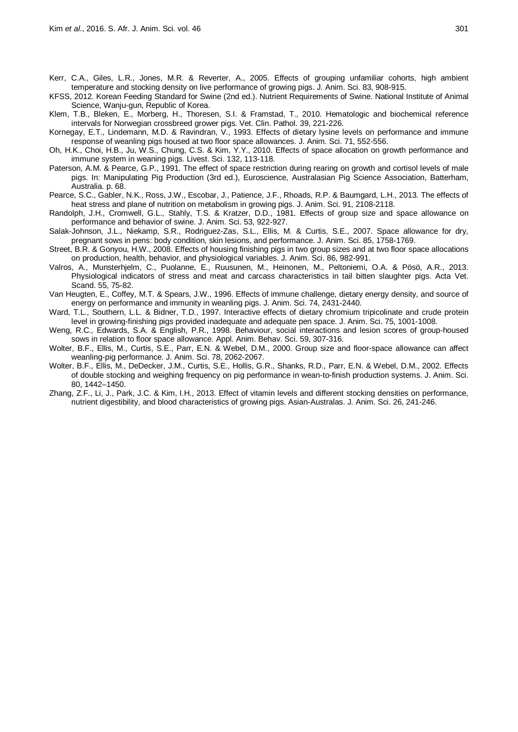Kerr, C.A., Giles, L.R., Jones, M.R. & Reverter, A., 2005. Effects of grouping unfamiliar cohorts, high ambient temperature and stocking density on live performance of growing pigs. J. Anim. Sci. 83, 908-915.

KFSS, 2012. Korean Feeding Standard for Swine (2nd ed.). Nutrient Requirements of Swine. National Institute of Animal Science, Wanju-gun, Republic of Korea.

Klem, T.B., Bleken, E., Morberg, H., Thoresen, S.I. & Framstad, T., 2010. Hematologic and biochemical reference intervals for Norwegian crossbreed grower pigs. Vet. Clin. Pathol. 39, 221-226.

Kornegay, E.T., Lindemann, M.D. & Ravindran, V., 1993. Effects of dietary lysine levels on performance and immune response of weanling pigs housed at two floor space allowances. J. Anim. Sci. 71, 552-556.

Oh, H.K., Choi, H.B., Ju, W.S., Chung, C.S. & Kim, Y.Y., 2010. Effects of space allocation on growth performance and immune system in weaning pigs. Livest. Sci. 132, 113-118.

Paterson, A.M. & Pearce, G.P., 1991. The effect of space restriction during rearing on growth and cortisol levels of male pigs. In: Manipulating Pig Production (3rd ed.), Euroscience, Australasian Pig Science Association, Batterham, Australia. p. 68.

Pearce, S.C., Gabler, N.K., Ross, J.W., Escobar, J., Patience, J.F., Rhoads, R.P. & Baumgard, L.H., 2013. The effects of heat stress and plane of nutrition on metabolism in growing pigs. J. Anim. Sci. 91, 2108-2118.

Randolph, J.H., Cromwell, G.L., Stahly, T.S. & Kratzer, D.D., 1981. Effects of group size and space allowance on performance and behavior of swine. J. Anim. Sci. 53, 922-927.

Salak-Johnson, J.L., Niekamp, S.R., Rodriguez-Zas, S.L., Ellis, M. & Curtis, S.E., 2007. Space allowance for dry, pregnant sows in pens: body condition, skin lesions, and performance. J. Anim. Sci. 85, 1758-1769.

Street, B.R. & Gonyou, H.W., 2008. Effects of housing finishing pigs in two group sizes and at two floor space allocations on production, health, behavior, and physiological variables. J. Anim. Sci. 86, 982-991.

Valros, A., Munsterhjelm, C., Puolanne, E., Ruusunen, M., Heinonen, M., Peltoniemi, O.A. & Pösö, A.R., 2013. Physiological indicators of stress and meat and carcass characteristics in tail bitten slaughter pigs. Acta Vet. Scand. 55, 75-82.

Van Heugten, E., Coffey, M.T. & Spears, J.W., 1996. Effects of immune challenge, dietary energy density, and source of energy on performance and immunity in weanling pigs. J. Anim. Sci. 74, 2431-2440.

Ward, T.L., Southern, L.L. & Bidner, T.D., 1997. Interactive effects of dietary chromium tripicolinate and crude protein level in growing-finishing pigs provided inadequate and adequate pen space. J. Anim. Sci. 75, 1001-1008.

Weng, R.C., Edwards, S.A. & English, P.R., 1998. Behaviour, social interactions and lesion scores of group-housed sows in relation to floor space allowance. Appl. Anim. Behav. Sci. 59, 307-316.

Wolter, B.F., Ellis, M., Curtis, S.E., Parr, E.N. & Webel, D.M., 2000. Group size and floor-space allowance can affect weanling-pig performance. J. Anim. Sci. 78, 2062-2067.

Wolter, B.F., Ellis, M., DeDecker, J.M., Curtis, S.E., Hollis, G.R., Shanks, R.D., Parr, E.N. & Webel, D.M., 2002. Effects of double stocking and weighing frequency on pig performance in wean-to-finish production systems. J. Anim. Sci. 80, 1442–1450.

Zhang, Z.F., Li, J., Park, J.C. & Kim, I.H., 2013. Effect of vitamin levels and different stocking densities on performance, nutrient digestibility, and blood characteristics of growing pigs. Asian-Australas. J. Anim. Sci. 26, 241-246.